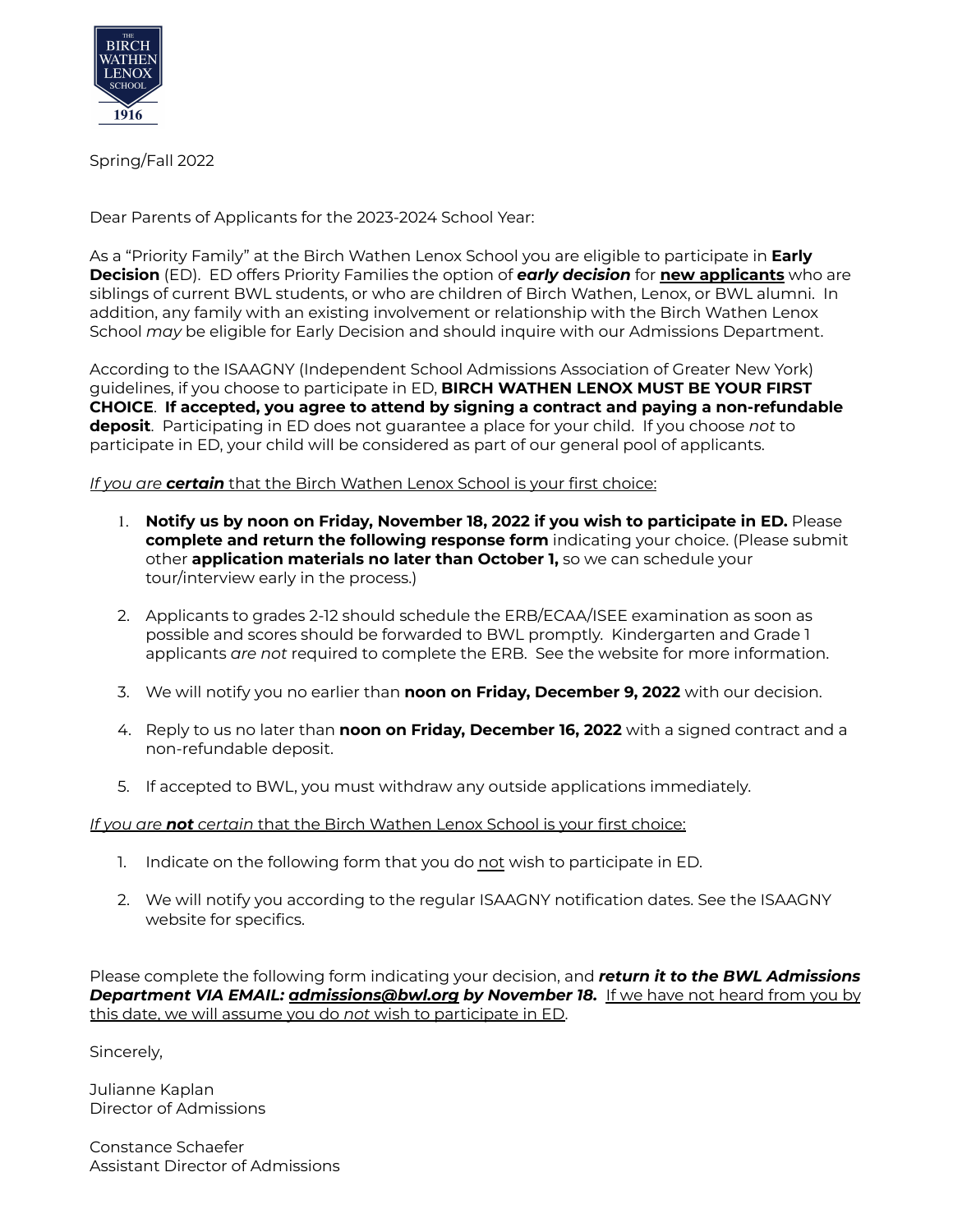THE BIRCH WATHEN LENOX SCHOOL 1916

Spring/Fall 2022

Dear Parents of Applicants for the 2023-2024 School Year:

As a "Priority Family" at the Birch Wathen Lenox School you are eligible to participate in **Early Decision** (ED). ED offers Priority Families the option of ***early decision*** for **<u>new applicants</u>** who are siblings of current BWL students, or who are children of Birch Wathen, Lenox, or BWL alumni. In addition, any family with an existing involvement or relationship with the Birch Wathen Lenox School *may* be eligible for Early Decision and should inquire with our Admissions Department.

According to the ISAAGNY (Independent School Admissions Association of Greater New York) guidelines, if you choose to participate in ED, **BIRCH WATHEN LENOX MUST BE YOUR FIRST CHOICE**. **If accepted, you agree to attend by signing a contract and paying a non-refundable deposit**. Participating in ED does not guarantee a place for your child. If you choose *not* to participate in ED, your child will be considered as part of our general pool of applicants.

*<u>If you are **certain** that the Birch Wathen Lenox School is your first choice:</u>*

1. **Notify us by noon on Friday, November 18, 2022 if you wish to participate in ED.** Please **complete and return the following response form** indicating your choice. (Please submit other **application materials no later than October 1,** so we can schedule your tour/interview early in the process.)

2. Applicants to grades 2-12 should schedule the ERB/ECAA/ISEE examination as soon as possible and scores should be forwarded to BWL promptly. Kindergarten and Grade 1 applicants *are not* required to complete the ERB. See the website for more information.

3. We will notify you no earlier than **noon on Friday, December 9, 2022** with our decision.

4. Reply to us no later than **noon on Friday, December 16, 2022** with a signed contract and a non-refundable deposit.

5. If accepted to BWL, you must withdraw any outside applications immediately.

*<u>If you are **not** certain that the Birch Wathen Lenox School is your first choice:</u>*

1. Indicate on the following form that you do <u>not</u> wish to participate in ED.

2. We will notify you according to the regular ISAAGNY notification dates. See the ISAAGNY website for specifics.

Please complete the following form indicating your decision, and ***return it to the BWL Admissions Department VIA EMAIL: <u>admissions@bwl.org</u> by November 18.*** <u>If we have not heard from you by this date, we will assume you do *not* wish to participate in ED</u>.

Sincerely,

Julianne Kaplan
Director of Admissions

Constance Schaefer
Assistant Director of Admissions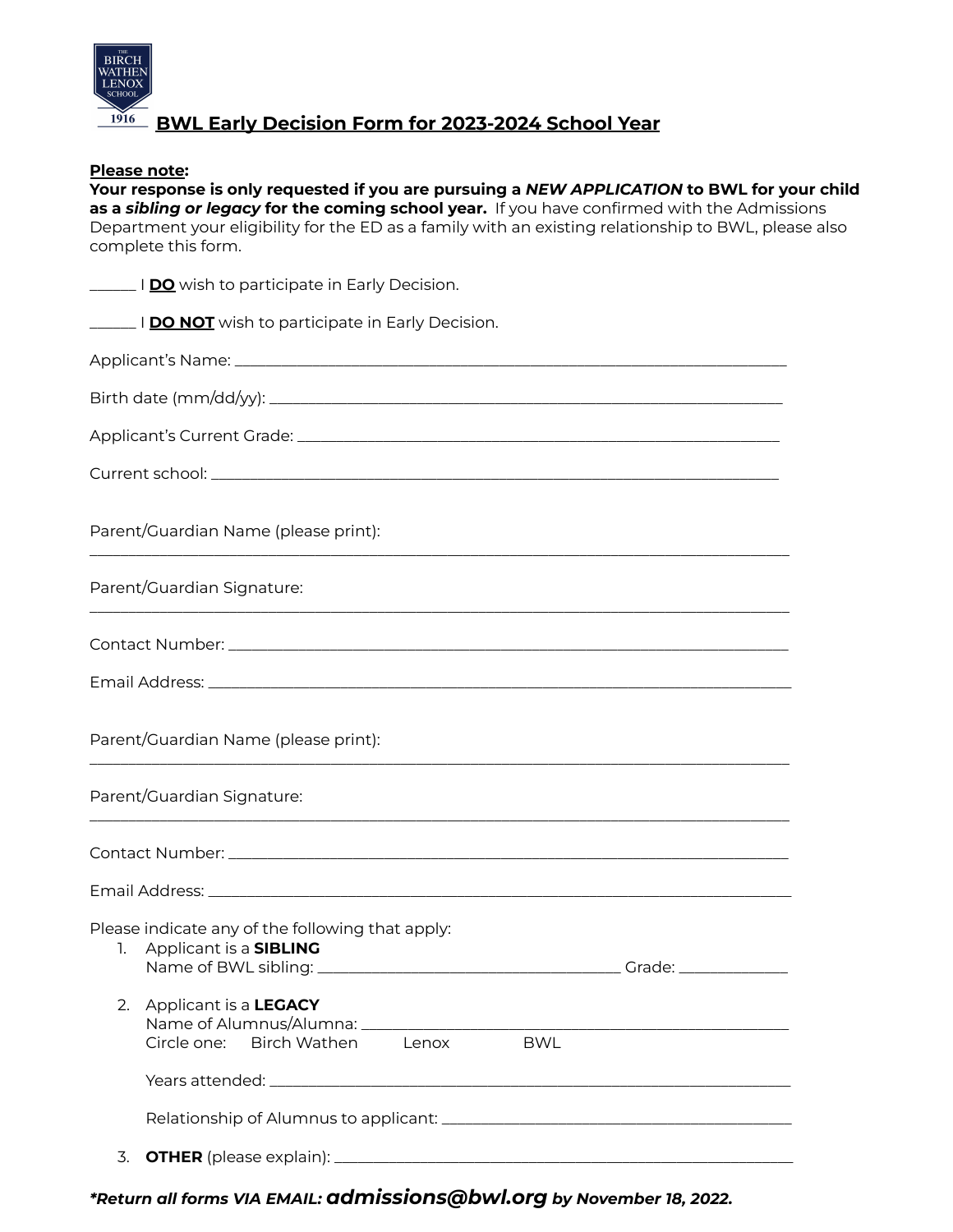# BWL Early Decision Form for 2023-2024 School Year

**Please note:**
**Your response is only requested if you are pursuing a *NEW APPLICATION* to BWL for your child as a *sibling or legacy* for the coming school year.** If you have confirmed with the Admissions Department your eligibility for the ED as a family with an existing relationship to BWL, please also complete this form.

\_\_\_\_\_\_ I **DO** wish to participate in Early Decision.

\_\_\_\_\_\_ I **DO NOT** wish to participate in Early Decision.

Applicant's Name: \_\_\_\_\_\_\_\_\_\_\_\_\_\_\_\_\_\_\_\_\_\_\_\_\_\_\_\_\_\_\_\_\_\_\_\_\_\_\_\_

Birth date (mm/dd/yy): \_\_\_\_\_\_\_\_\_\_\_\_\_\_\_\_\_\_\_\_\_\_\_\_\_\_\_\_\_\_\_\_\_\_\_\_\_\_\_\_

Applicant's Current Grade: \_\_\_\_\_\_\_\_\_\_\_\_\_\_\_\_\_\_\_\_\_\_\_\_\_\_\_\_\_\_\_\_\_\_\_\_\_\_\_\_

Current school: \_\_\_\_\_\_\_\_\_\_\_\_\_\_\_\_\_\_\_\_\_\_\_\_\_\_\_\_\_\_\_\_\_\_\_\_\_\_\_\_

Parent/Guardian Name (please print):
\_\_\_\_\_\_\_\_\_\_\_\_\_\_\_\_\_\_\_\_\_\_\_\_\_\_\_\_\_\_\_\_\_\_\_\_\_\_\_\_

Parent/Guardian Signature:
\_\_\_\_\_\_\_\_\_\_\_\_\_\_\_\_\_\_\_\_\_\_\_\_\_\_\_\_\_\_\_\_\_\_\_\_\_\_\_\_

Contact Number: \_\_\_\_\_\_\_\_\_\_\_\_\_\_\_\_\_\_\_\_\_\_\_\_\_\_\_\_\_\_\_\_\_\_\_\_\_\_\_\_

Email Address: \_\_\_\_\_\_\_\_\_\_\_\_\_\_\_\_\_\_\_\_\_\_\_\_\_\_\_\_\_\_\_\_\_\_\_\_\_\_\_\_

Parent/Guardian Name (please print):
\_\_\_\_\_\_\_\_\_\_\_\_\_\_\_\_\_\_\_\_\_\_\_\_\_\_\_\_\_\_\_\_\_\_\_\_\_\_\_\_

Parent/Guardian Signature:
\_\_\_\_\_\_\_\_\_\_\_\_\_\_\_\_\_\_\_\_\_\_\_\_\_\_\_\_\_\_\_\_\_\_\_\_\_\_\_\_

Contact Number: \_\_\_\_\_\_\_\_\_\_\_\_\_\_\_\_\_\_\_\_\_\_\_\_\_\_\_\_\_\_\_\_\_\_\_\_\_\_\_\_

Email Address: \_\_\_\_\_\_\_\_\_\_\_\_\_\_\_\_\_\_\_\_\_\_\_\_\_\_\_\_\_\_\_\_\_\_\_\_\_\_\_\_

Please indicate any of the following that apply:

1. Applicant is a **SIBLING**
   Name of BWL sibling: \_\_\_\_\_\_\_\_\_\_\_\_\_\_\_\_\_\_\_\_\_\_\_\_ Grade: \_\_\_\_\_\_\_\_\_\_

2. Applicant is a **LEGACY**
   Name of Alumnus/Alumna: \_\_\_\_\_\_\_\_\_\_\_\_\_\_\_\_\_\_\_\_\_\_\_\_\_\_\_\_\_\_
   Circle one: Birch Wathen Lenox BWL

   Years attended: \_\_\_\_\_\_\_\_\_\_\_\_\_\_\_\_\_\_\_\_\_\_\_\_\_\_\_\_\_\_

   Relationship of Alumnus to applicant: \_\_\_\_\_\_\_\_\_\_\_\_\_\_\_\_\_\_\_\_\_\_\_\_

3. **OTHER** (please explain): \_\_\_\_\_\_\_\_\_\_\_\_\_\_\_\_\_\_\_\_\_\_\_\_\_\_\_\_\_\_

***Return all forms VIA EMAIL: admissions@bwl.org by November 18, 2022.***